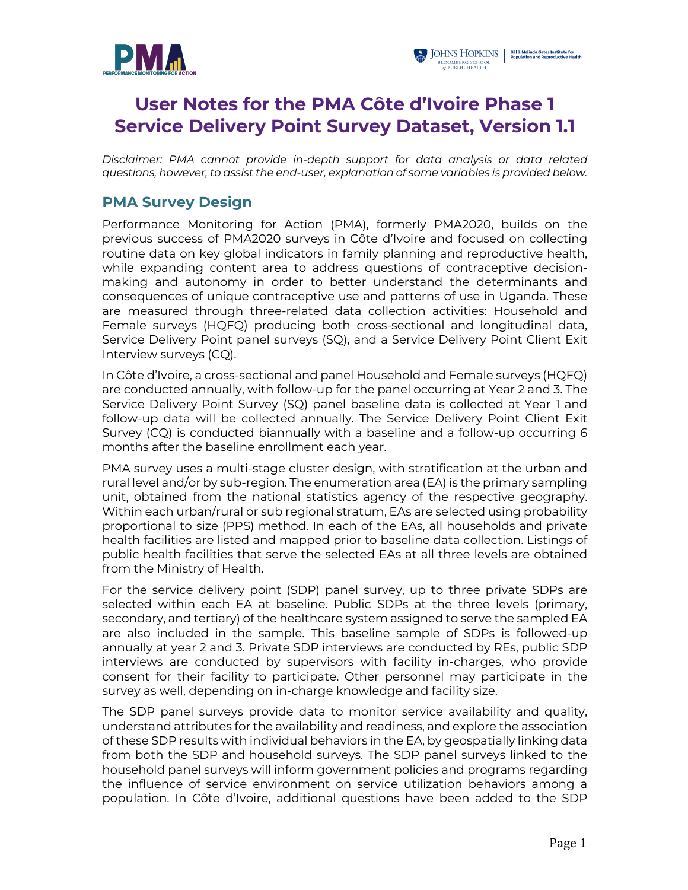# User Notes for the PMA Côte d'Ivoire Phase 1 Service Delivery Point Survey Dataset, Version 1.1

*Disclaimer: PMA cannot provide in-depth support for data analysis or data related questions, however, to assist the end-user, explanation of some variables is provided below.*

## PMA Survey Design

Performance Monitoring for Action (PMA), formerly PMA2020, builds on the previous success of PMA2020 surveys in Côte d'Ivoire and focused on collecting routine data on key global indicators in family planning and reproductive health, while expanding content area to address questions of contraceptive decision-making and autonomy in order to better understand the determinants and consequences of unique contraceptive use and patterns of use in Uganda. These are measured through three-related data collection activities: Household and Female surveys (HQFQ) producing both cross-sectional and longitudinal data, Service Delivery Point panel surveys (SQ), and a Service Delivery Point Client Exit Interview surveys (CQ).

In Côte d'Ivoire, a cross-sectional and panel Household and Female surveys (HQFQ) are conducted annually, with follow-up for the panel occurring at Year 2 and 3. The Service Delivery Point Survey (SQ) panel baseline data is collected at Year 1 and follow-up data will be collected annually. The Service Delivery Point Client Exit Survey (CQ) is conducted biannually with a baseline and a follow-up occurring 6 months after the baseline enrollment each year.

PMA survey uses a multi-stage cluster design, with stratification at the urban and rural level and/or by sub-region. The enumeration area (EA) is the primary sampling unit, obtained from the national statistics agency of the respective geography. Within each urban/rural or sub regional stratum, EAs are selected using probability proportional to size (PPS) method. In each of the EAs, all households and private health facilities are listed and mapped prior to baseline data collection. Listings of public health facilities that serve the selected EAs at all three levels are obtained from the Ministry of Health.

For the service delivery point (SDP) panel survey, up to three private SDPs are selected within each EA at baseline. Public SDPs at the three levels (primary, secondary, and tertiary) of the healthcare system assigned to serve the sampled EA are also included in the sample. This baseline sample of SDPs is followed-up annually at year 2 and 3. Private SDP interviews are conducted by REs, public SDP interviews are conducted by supervisors with facility in-charges, who provide consent for their facility to participate. Other personnel may participate in the survey as well, depending on in-charge knowledge and facility size.

The SDP panel surveys provide data to monitor service availability and quality, understand attributes for the availability and readiness, and explore the association of these SDP results with individual behaviors in the EA, by geospatially linking data from both the SDP and household surveys. The SDP panel surveys linked to the household panel surveys will inform government policies and programs regarding the influence of service environment on service utilization behaviors among a population. In Côte d'Ivoire, additional questions have been added to the SDP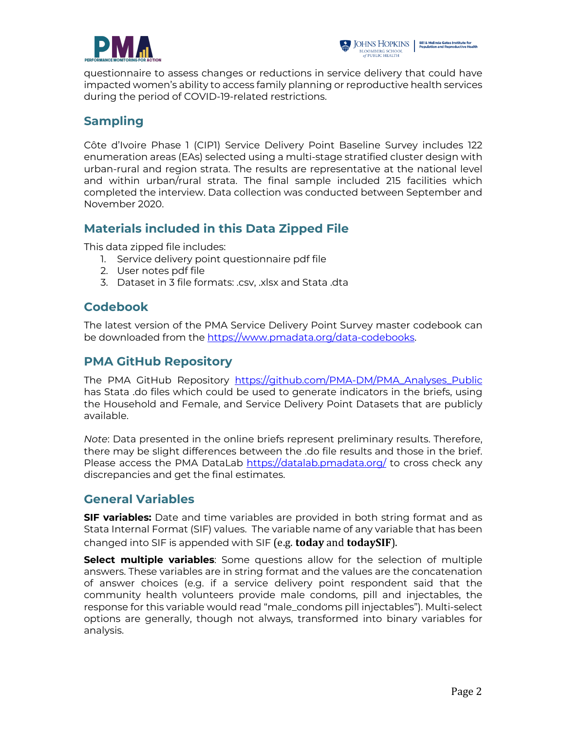questionnaire to assess changes or reductions in service delivery that could have impacted women's ability to access family planning or reproductive health services during the period of COVID-19-related restrictions.

## Sampling

Côte d'Ivoire Phase 1 (CIP1) Service Delivery Point Baseline Survey includes 122 enumeration areas (EAs) selected using a multi-stage stratified cluster design with urban-rural and region strata. The results are representative at the national level and within urban/rural strata. The final sample included 215 facilities which completed the interview. Data collection was conducted between September and November 2020.

## Materials included in this Data Zipped File

This data zipped file includes:

1. Service delivery point questionnaire pdf file
2. User notes pdf file
3. Dataset in 3 file formats: .csv, .xlsx and Stata .dta

## Codebook

The latest version of the PMA Service Delivery Point Survey master codebook can be downloaded from the https://www.pmadata.org/data-codebooks.

## PMA GitHub Repository

The PMA GitHub Repository https://github.com/PMA-DM/PMA_Analyses_Public has Stata .do files which could be used to generate indicators in the briefs, using the Household and Female, and Service Delivery Point Datasets that are publicly available.

*Note*: Data presented in the online briefs represent preliminary results. Therefore, there may be slight differences between the .do file results and those in the brief. Please access the PMA DataLab https://datalab.pmadata.org/ to cross check any discrepancies and get the final estimates.

## General Variables

**SIF variables:** Date and time variables are provided in both string format and as Stata Internal Format (SIF) values. The variable name of any variable that has been changed into SIF is appended with SIF (e.g. **today** and **todaySIF**).

**Select multiple variables**: Some questions allow for the selection of multiple answers. These variables are in string format and the values are the concatenation of answer choices (e.g. if a service delivery point respondent said that the community health volunteers provide male condoms, pill and injectables, the response for this variable would read "male_condoms pill injectables"). Multi-select options are generally, though not always, transformed into binary variables for analysis.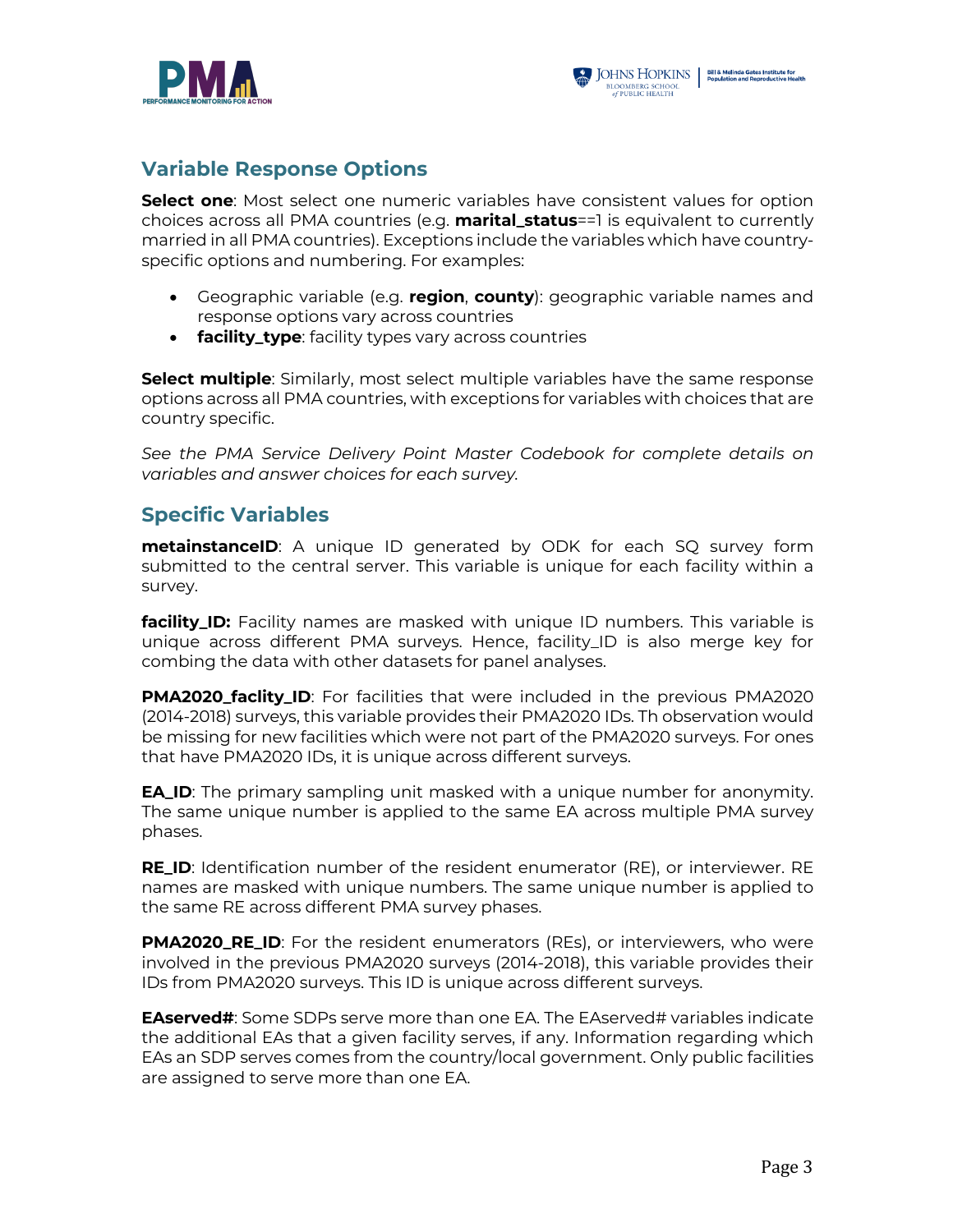## Variable Response Options

**Select one**: Most select one numeric variables have consistent values for option choices across all PMA countries (e.g. **marital_status**==1 is equivalent to currently married in all PMA countries). Exceptions include the variables which have country-specific options and numbering. For examples:

- Geographic variable (e.g. **region**, **county**): geographic variable names and response options vary across countries
- **facility_type**: facility types vary across countries

**Select multiple**: Similarly, most select multiple variables have the same response options across all PMA countries, with exceptions for variables with choices that are country specific.

*See the PMA Service Delivery Point Master Codebook for complete details on variables and answer choices for each survey.*

## Specific Variables

**metainstanceID**: A unique ID generated by ODK for each SQ survey form submitted to the central server. This variable is unique for each facility within a survey.

**facility_ID:** Facility names are masked with unique ID numbers. This variable is unique across different PMA surveys. Hence, facility_ID is also merge key for combing the data with other datasets for panel analyses.

**PMA2020_faclity_ID**: For facilities that were included in the previous PMA2020 (2014-2018) surveys, this variable provides their PMA2020 IDs. Th observation would be missing for new facilities which were not part of the PMA2020 surveys. For ones that have PMA2020 IDs, it is unique across different surveys.

**EA_ID**: The primary sampling unit masked with a unique number for anonymity. The same unique number is applied to the same EA across multiple PMA survey phases.

**RE_ID**: Identification number of the resident enumerator (RE), or interviewer. RE names are masked with unique numbers. The same unique number is applied to the same RE across different PMA survey phases.

**PMA2020_RE_ID**: For the resident enumerators (REs), or interviewers, who were involved in the previous PMA2020 surveys (2014-2018), this variable provides their IDs from PMA2020 surveys. This ID is unique across different surveys.

**EAserved#**: Some SDPs serve more than one EA. The EAserved# variables indicate the additional EAs that a given facility serves, if any. Information regarding which EAs an SDP serves comes from the country/local government. Only public facilities are assigned to serve more than one EA.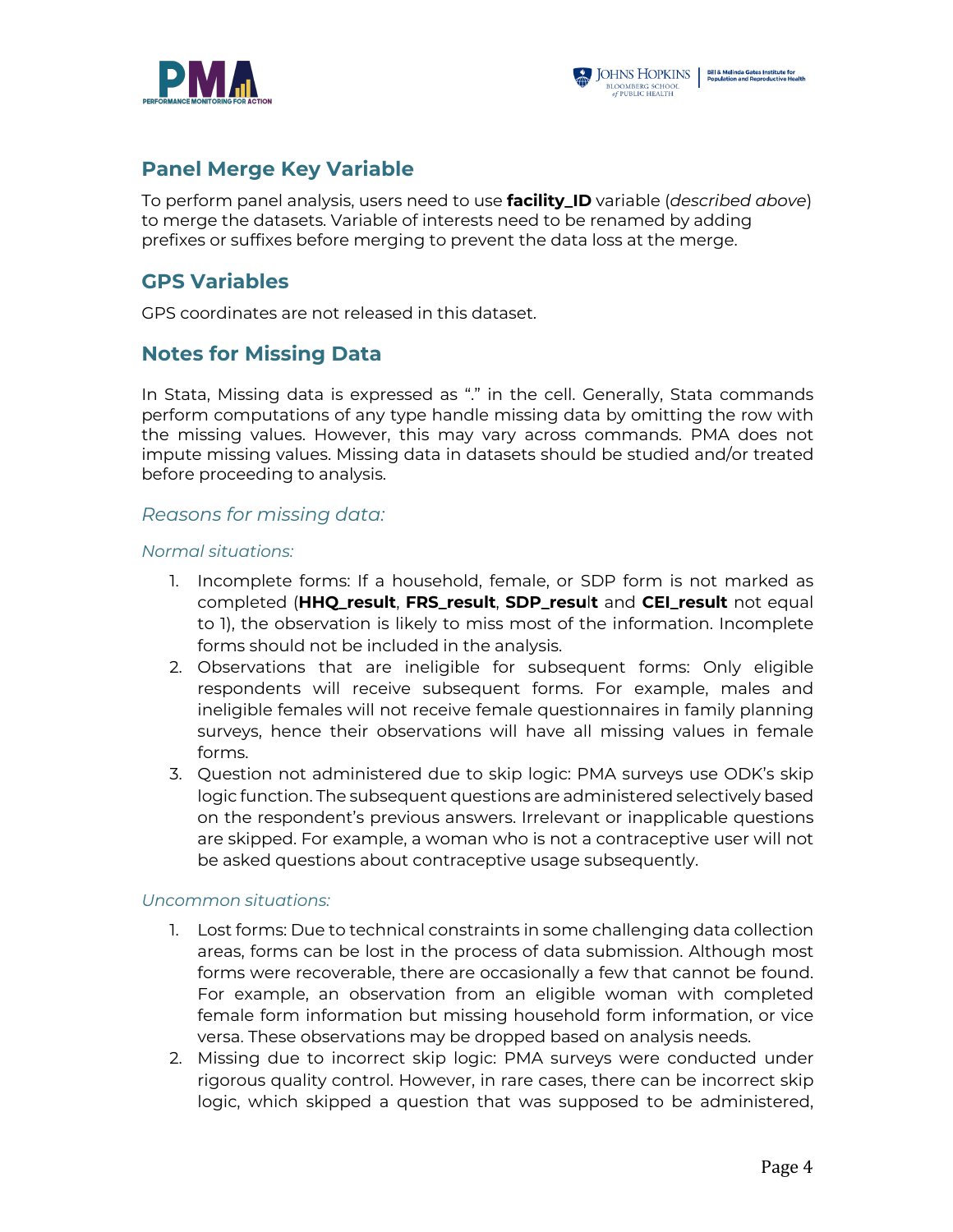## Panel Merge Key Variable

To perform panel analysis, users need to use **facility_ID** variable (*described above*) to merge the datasets. Variable of interests need to be renamed by adding prefixes or suffixes before merging to prevent the data loss at the merge.

## GPS Variables

GPS coordinates are not released in this dataset.

## Notes for Missing Data

In Stata, Missing data is expressed as "." in the cell. Generally, Stata commands perform computations of any type handle missing data by omitting the row with the missing values. However, this may vary across commands. PMA does not impute missing values. Missing data in datasets should be studied and/or treated before proceeding to analysis.

### *Reasons for missing data:*

#### *Normal situations:*

1. Incomplete forms: If a household, female, or SDP form is not marked as completed (**HHQ_result**, **FRS_result**, **SDP_result** and **CEI_result** not equal to 1), the observation is likely to miss most of the information. Incomplete forms should not be included in the analysis.
2. Observations that are ineligible for subsequent forms: Only eligible respondents will receive subsequent forms. For example, males and ineligible females will not receive female questionnaires in family planning surveys, hence their observations will have all missing values in female forms.
3. Question not administered due to skip logic: PMA surveys use ODK's skip logic function. The subsequent questions are administered selectively based on the respondent's previous answers. Irrelevant or inapplicable questions are skipped. For example, a woman who is not a contraceptive user will not be asked questions about contraceptive usage subsequently.

#### *Uncommon situations:*

1. Lost forms: Due to technical constraints in some challenging data collection areas, forms can be lost in the process of data submission. Although most forms were recoverable, there are occasionally a few that cannot be found. For example, an observation from an eligible woman with completed female form information but missing household form information, or vice versa. These observations may be dropped based on analysis needs.
2. Missing due to incorrect skip logic: PMA surveys were conducted under rigorous quality control. However, in rare cases, there can be incorrect skip logic, which skipped a question that was supposed to be administered,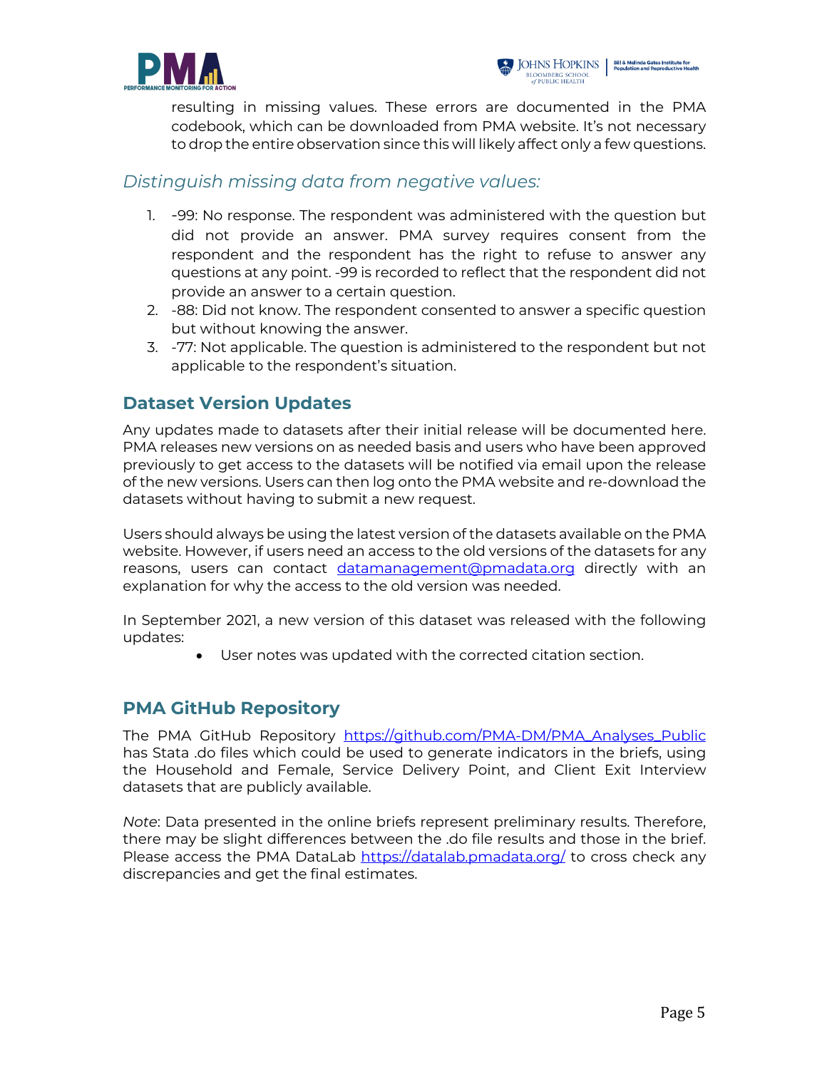resulting in missing values. These errors are documented in the PMA codebook, which can be downloaded from PMA website. It's not necessary to drop the entire observation since this will likely affect only a few questions.

### *Distinguish missing data from negative values:*

1. -99: No response. The respondent was administered with the question but did not provide an answer. PMA survey requires consent from the respondent and the respondent has the right to refuse to answer any questions at any point. -99 is recorded to reflect that the respondent did not provide an answer to a certain question.
2. -88: Did not know. The respondent consented to answer a specific question but without knowing the answer.
3. -77: Not applicable. The question is administered to the respondent but not applicable to the respondent's situation.

## Dataset Version Updates

Any updates made to datasets after their initial release will be documented here. PMA releases new versions on as needed basis and users who have been approved previously to get access to the datasets will be notified via email upon the release of the new versions. Users can then log onto the PMA website and re-download the datasets without having to submit a new request.

Users should always be using the latest version of the datasets available on the PMA website. However, if users need an access to the old versions of the datasets for any reasons, users can contact datamanagement@pmadata.org directly with an explanation for why the access to the old version was needed.

In September 2021, a new version of this dataset was released with the following updates:

- User notes was updated with the corrected citation section.

## PMA GitHub Repository

The PMA GitHub Repository https://github.com/PMA-DM/PMA_Analyses_Public has Stata .do files which could be used to generate indicators in the briefs, using the Household and Female, Service Delivery Point, and Client Exit Interview datasets that are publicly available.

*Note*: Data presented in the online briefs represent preliminary results. Therefore, there may be slight differences between the .do file results and those in the brief. Please access the PMA DataLab https://datalab.pmadata.org/ to cross check any discrepancies and get the final estimates.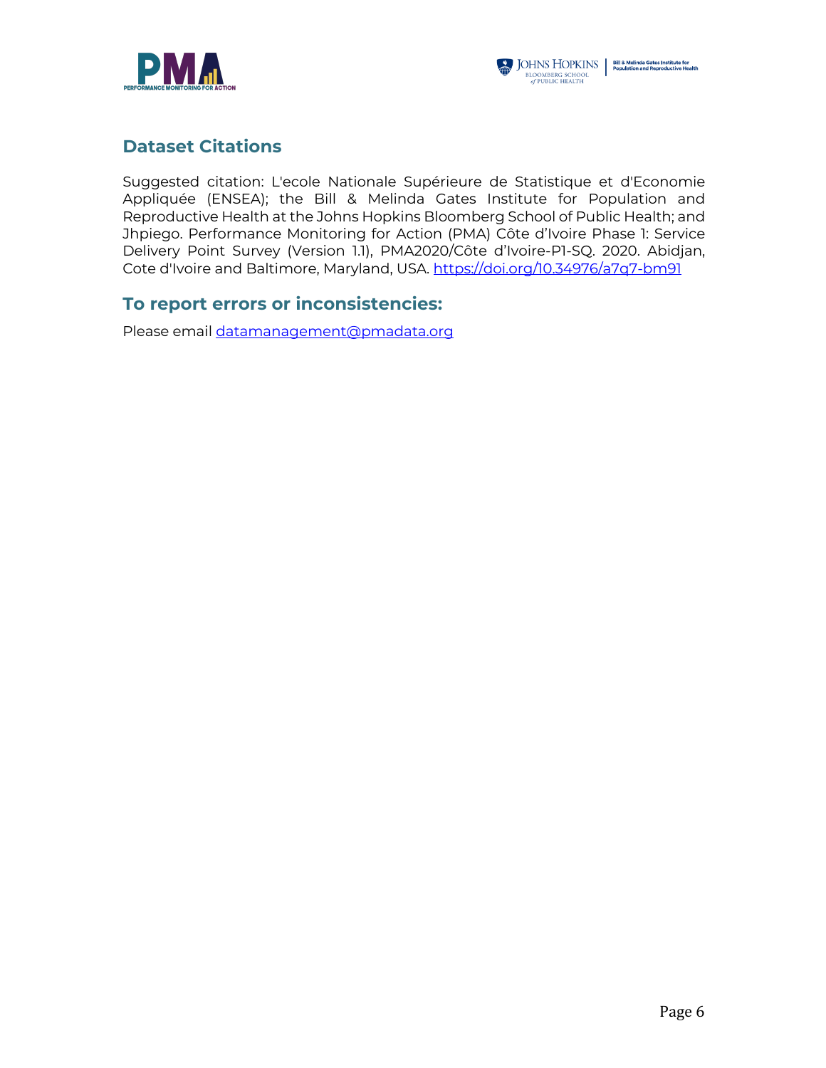## Dataset Citations

Suggested citation: L'ecole Nationale Supérieure de Statistique et d'Economie Appliquée (ENSEA); the Bill & Melinda Gates Institute for Population and Reproductive Health at the Johns Hopkins Bloomberg School of Public Health; and Jhpiego. Performance Monitoring for Action (PMA) Côte d'Ivoire Phase 1: Service Delivery Point Survey (Version 1.1), PMA2020/Côte d'Ivoire-P1-SQ. 2020. Abidjan, Cote d'Ivoire and Baltimore, Maryland, USA. https://doi.org/10.34976/a7q7-bm91

## To report errors or inconsistencies:

Please email datamanagement@pmadata.org